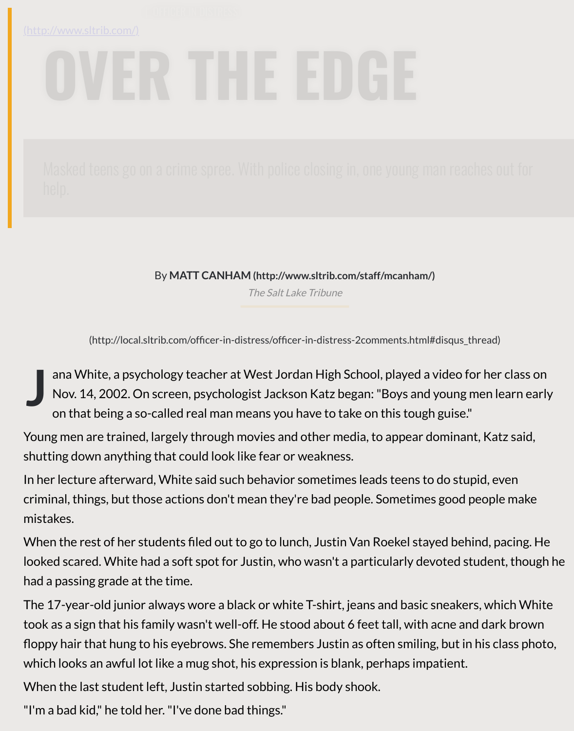(http://www.sltrib.com/)

# OVER THE EDGE

Masked teens go on a crime spree. With police closing in, one young man reaches out for help.

By **MATT CANHAM** **(http://www.sltrib.com/staff/mcanham/)**

*The Salt Lake Tribune*

(http://local.sltrib.com/officer-in-distress/officer-in-distress-2comments.html#disqus_thread)

Jana White, a psychology teacher at West Jordan High School, played a video for her class on Nov. 14, 2002. On screen, psychologist Jackson Katz began: "Boys and young men learn early on that being a so-called real man means you have to take on this tough guise."

Young men are trained, largely through movies and other media, to appear dominant, Katz said, shutting down anything that could look like fear or weakness.

In her lecture afterward, White said such behavior sometimes leads teens to do stupid, even criminal, things, but those actions don't mean they're bad people. Sometimes good people make mistakes.

When the rest of her students filed out to go to lunch, Justin Van Roekel stayed behind, pacing. He looked scared. White had a soft spot for Justin, who wasn't a particularly devoted student, though he had a passing grade at the time.

The 17-year-old junior always wore a black or white T-shirt, jeans and basic sneakers, which White took as a sign that his family wasn't well-off. He stood about 6 feet tall, with acne and dark brown floppy hair that hung to his eyebrows. She remembers Justin as often smiling, but in his class photo, which looks an awful lot like a mug shot, his expression is blank, perhaps impatient.

When the last student left, Justin started sobbing. His body shook.

"I'm a bad kid," he told her. "I've done bad things."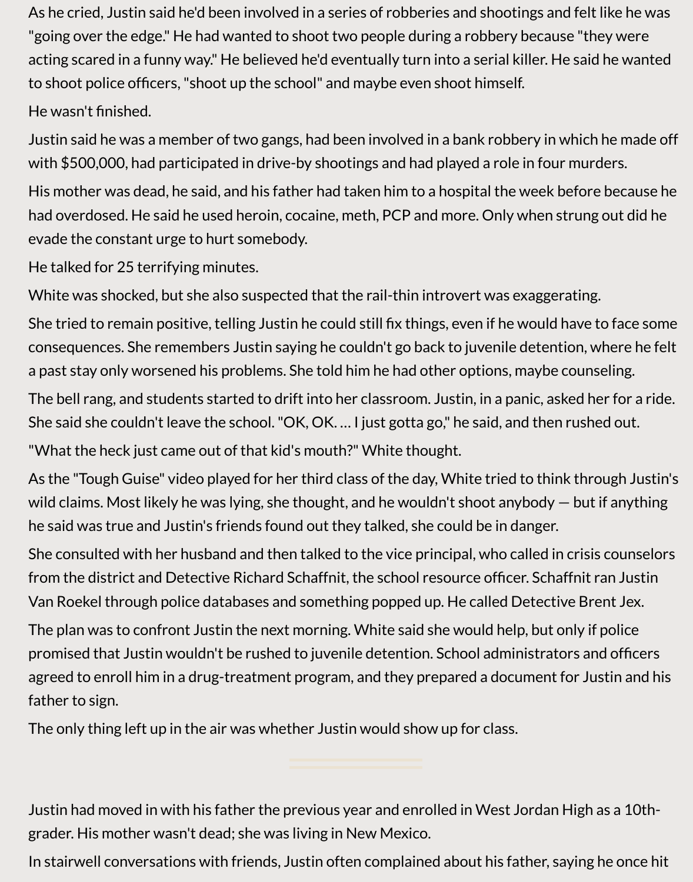As he cried, Justin said he'd been involved in a series of robberies and shootings and felt like he was "going over the edge." He had wanted to shoot two people during a robbery because "they were acting scared in a funny way." He believed he'd eventually turn into a serial killer. He said he wanted to shoot police officers, "shoot up the school" and maybe even shoot himself.

He wasn't finished.

Justin said he was a member of two gangs, had been involved in a bank robbery in which he made off with $500,000, had participated in drive-by shootings and had played a role in four murders.

His mother was dead, he said, and his father had taken him to a hospital the week before because he had overdosed. He said he used heroin, cocaine, meth, PCP and more. Only when strung out did he evade the constant urge to hurt somebody.

He talked for 25 terrifying minutes.

White was shocked, but she also suspected that the rail-thin introvert was exaggerating.

She tried to remain positive, telling Justin he could still fix things, even if he would have to face some consequences. She remembers Justin saying he couldn't go back to juvenile detention, where he felt a past stay only worsened his problems. She told him he had other options, maybe counseling.

The bell rang, and students started to drift into her classroom. Justin, in a panic, asked her for a ride. She said she couldn't leave the school. "OK, OK. … I just gotta go," he said, and then rushed out.

"What the heck just came out of that kid's mouth?" White thought.

As the "Tough Guise" video played for her third class of the day, White tried to think through Justin's wild claims. Most likely he was lying, she thought, and he wouldn't shoot anybody — but if anything he said was true and Justin's friends found out they talked, she could be in danger.

She consulted with her husband and then talked to the vice principal, who called in crisis counselors from the district and Detective Richard Schaffnit, the school resource officer. Schaffnit ran Justin Van Roekel through police databases and something popped up. He called Detective Brent Jex.

The plan was to confront Justin the next morning. White said she would help, but only if police promised that Justin wouldn't be rushed to juvenile detention. School administrators and officers agreed to enroll him in a drug-treatment program, and they prepared a document for Justin and his father to sign.

The only thing left up in the air was whether Justin would show up for class.

---

Justin had moved in with his father the previous year and enrolled in West Jordan High as a 10th-grader. His mother wasn't dead; she was living in New Mexico.

In stairwell conversations with friends, Justin often complained about his father, saying he once hit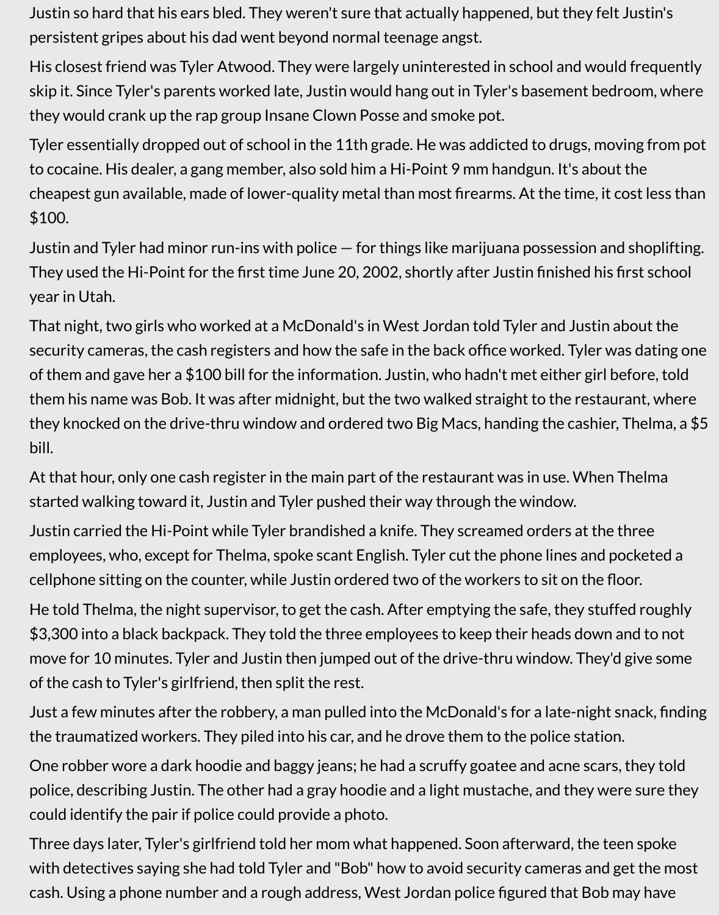Justin so hard that his ears bled. They weren't sure that actually happened, but they felt Justin's persistent gripes about his dad went beyond normal teenage angst.

His closest friend was Tyler Atwood. They were largely uninterested in school and would frequently skip it. Since Tyler's parents worked late, Justin would hang out in Tyler's basement bedroom, where they would crank up the rap group Insane Clown Posse and smoke pot.

Tyler essentially dropped out of school in the 11th grade. He was addicted to drugs, moving from pot to cocaine. His dealer, a gang member, also sold him a Hi-Point 9 mm handgun. It's about the cheapest gun available, made of lower-quality metal than most firearms. At the time, it cost less than $100.

Justin and Tyler had minor run-ins with police — for things like marijuana possession and shoplifting. They used the Hi-Point for the first time June 20, 2002, shortly after Justin finished his first school year in Utah.

That night, two girls who worked at a McDonald's in West Jordan told Tyler and Justin about the security cameras, the cash registers and how the safe in the back office worked. Tyler was dating one of them and gave her a $100 bill for the information. Justin, who hadn't met either girl before, told them his name was Bob. It was after midnight, but the two walked straight to the restaurant, where they knocked on the drive-thru window and ordered two Big Macs, handing the cashier, Thelma, a $5 bill.

At that hour, only one cash register in the main part of the restaurant was in use. When Thelma started walking toward it, Justin and Tyler pushed their way through the window.

Justin carried the Hi-Point while Tyler brandished a knife. They screamed orders at the three employees, who, except for Thelma, spoke scant English. Tyler cut the phone lines and pocketed a cellphone sitting on the counter, while Justin ordered two of the workers to sit on the floor.

He told Thelma, the night supervisor, to get the cash. After emptying the safe, they stuffed roughly $3,300 into a black backpack. They told the three employees to keep their heads down and to not move for 10 minutes. Tyler and Justin then jumped out of the drive-thru window. They'd give some of the cash to Tyler's girlfriend, then split the rest.

Just a few minutes after the robbery, a man pulled into the McDonald's for a late-night snack, finding the traumatized workers. They piled into his car, and he drove them to the police station.

One robber wore a dark hoodie and baggy jeans; he had a scruffy goatee and acne scars, they told police, describing Justin. The other had a gray hoodie and a light mustache, and they were sure they could identify the pair if police could provide a photo.

Three days later, Tyler's girlfriend told her mom what happened. Soon afterward, the teen spoke with detectives saying she had told Tyler and "Bob" how to avoid security cameras and get the most cash. Using a phone number and a rough address, West Jordan police figured that Bob may have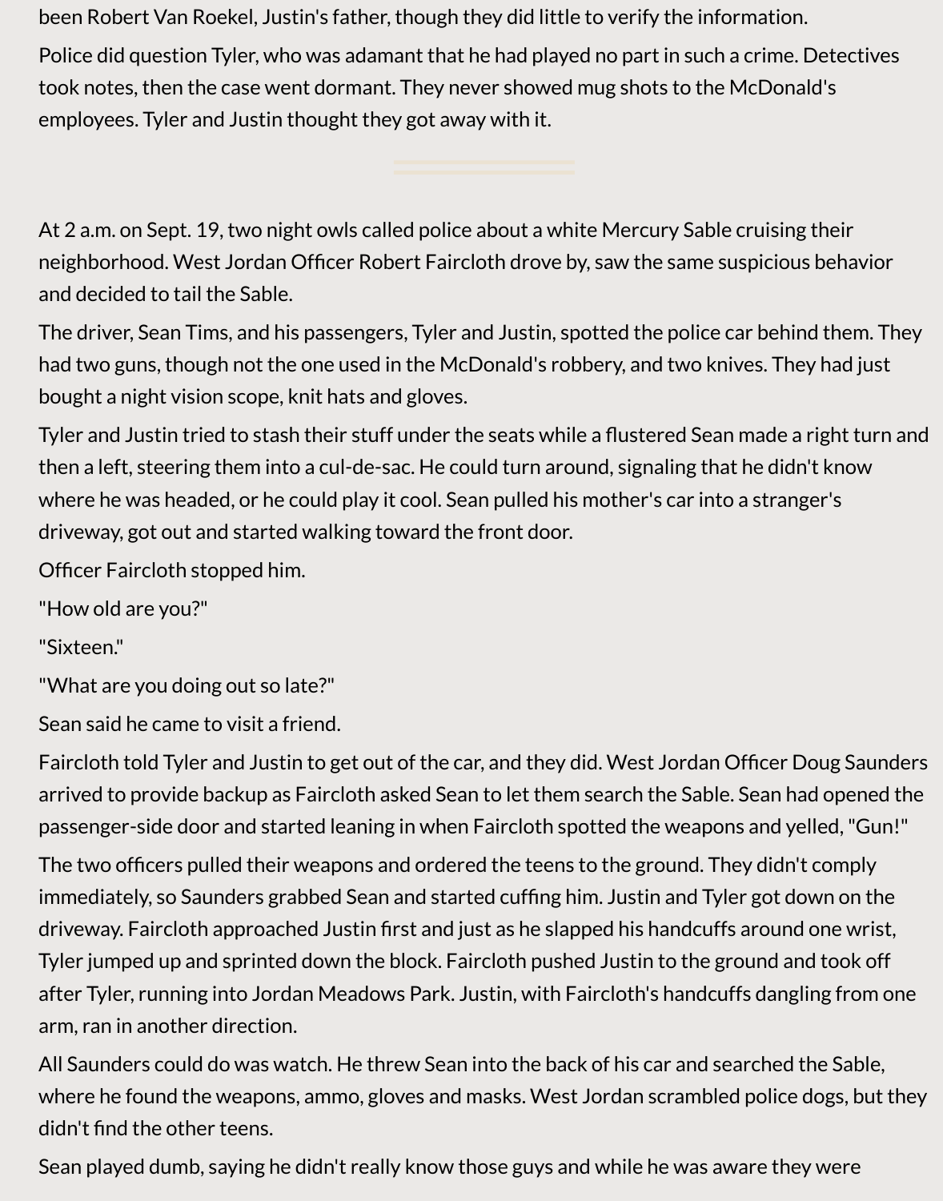been Robert Van Roekel, Justin's father, though they did little to verify the information.

Police did question Tyler, who was adamant that he had played no part in such a crime. Detectives took notes, then the case went dormant. They never showed mug shots to the McDonald's employees. Tyler and Justin thought they got away with it.

---

At 2 a.m. on Sept. 19, two night owls called police about a white Mercury Sable cruising their neighborhood. West Jordan Officer Robert Faircloth drove by, saw the same suspicious behavior and decided to tail the Sable.

The driver, Sean Tims, and his passengers, Tyler and Justin, spotted the police car behind them. They had two guns, though not the one used in the McDonald's robbery, and two knives. They had just bought a night vision scope, knit hats and gloves.

Tyler and Justin tried to stash their stuff under the seats while a flustered Sean made a right turn and then a left, steering them into a cul-de-sac. He could turn around, signaling that he didn't know where he was headed, or he could play it cool. Sean pulled his mother's car into a stranger's driveway, got out and started walking toward the front door.

Officer Faircloth stopped him.

"How old are you?"

"Sixteen."

"What are you doing out so late?"

Sean said he came to visit a friend.

Faircloth told Tyler and Justin to get out of the car, and they did. West Jordan Officer Doug Saunders arrived to provide backup as Faircloth asked Sean to let them search the Sable. Sean had opened the passenger-side door and started leaning in when Faircloth spotted the weapons and yelled, "Gun!"

The two officers pulled their weapons and ordered the teens to the ground. They didn't comply immediately, so Saunders grabbed Sean and started cuffing him. Justin and Tyler got down on the driveway. Faircloth approached Justin first and just as he slapped his handcuffs around one wrist, Tyler jumped up and sprinted down the block. Faircloth pushed Justin to the ground and took off after Tyler, running into Jordan Meadows Park. Justin, with Faircloth's handcuffs dangling from one arm, ran in another direction.

All Saunders could do was watch. He threw Sean into the back of his car and searched the Sable, where he found the weapons, ammo, gloves and masks. West Jordan scrambled police dogs, but they didn't find the other teens.

Sean played dumb, saying he didn't really know those guys and while he was aware they were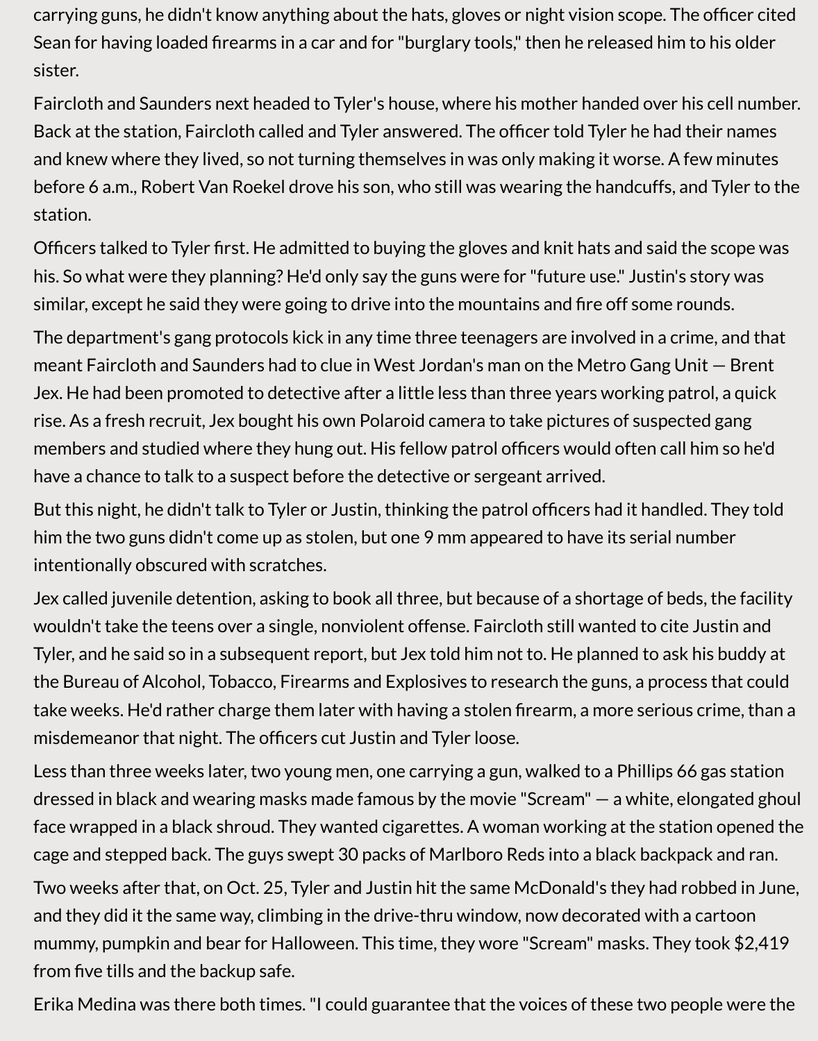carrying guns, he didn't know anything about the hats, gloves or night vision scope. The officer cited Sean for having loaded firearms in a car and for "burglary tools," then he released him to his older sister.

Faircloth and Saunders next headed to Tyler's house, where his mother handed over his cell number. Back at the station, Faircloth called and Tyler answered. The officer told Tyler he had their names and knew where they lived, so not turning themselves in was only making it worse. A few minutes before 6 a.m., Robert Van Roekel drove his son, who still was wearing the handcuffs, and Tyler to the station.

Officers talked to Tyler first. He admitted to buying the gloves and knit hats and said the scope was his. So what were they planning? He'd only say the guns were for "future use." Justin's story was similar, except he said they were going to drive into the mountains and fire off some rounds.

The department's gang protocols kick in any time three teenagers are involved in a crime, and that meant Faircloth and Saunders had to clue in West Jordan's man on the Metro Gang Unit — Brent Jex. He had been promoted to detective after a little less than three years working patrol, a quick rise. As a fresh recruit, Jex bought his own Polaroid camera to take pictures of suspected gang members and studied where they hung out. His fellow patrol officers would often call him so he'd have a chance to talk to a suspect before the detective or sergeant arrived.

But this night, he didn't talk to Tyler or Justin, thinking the patrol officers had it handled. They told him the two guns didn't come up as stolen, but one 9 mm appeared to have its serial number intentionally obscured with scratches.

Jex called juvenile detention, asking to book all three, but because of a shortage of beds, the facility wouldn't take the teens over a single, nonviolent offense. Faircloth still wanted to cite Justin and Tyler, and he said so in a subsequent report, but Jex told him not to. He planned to ask his buddy at the Bureau of Alcohol, Tobacco, Firearms and Explosives to research the guns, a process that could take weeks. He'd rather charge them later with having a stolen firearm, a more serious crime, than a misdemeanor that night. The officers cut Justin and Tyler loose.

Less than three weeks later, two young men, one carrying a gun, walked to a Phillips 66 gas station dressed in black and wearing masks made famous by the movie "Scream" — a white, elongated ghoul face wrapped in a black shroud. They wanted cigarettes. A woman working at the station opened the cage and stepped back. The guys swept 30 packs of Marlboro Reds into a black backpack and ran.

Two weeks after that, on Oct. 25, Tyler and Justin hit the same McDonald's they had robbed in June, and they did it the same way, climbing in the drive-thru window, now decorated with a cartoon mummy, pumpkin and bear for Halloween. This time, they wore "Scream" masks. They took $2,419 from five tills and the backup safe.

Erika Medina was there both times. "I could guarantee that the voices of these two people were the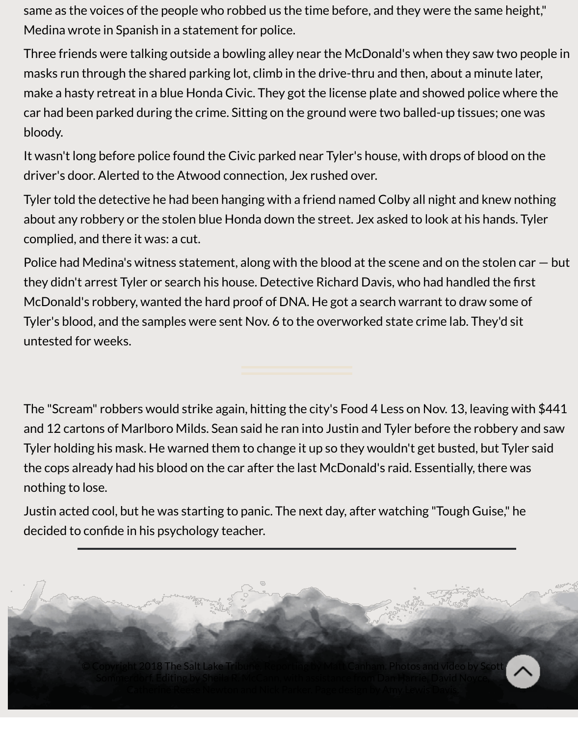same as the voices of the people who robbed us the time before, and they were the same height," Medina wrote in Spanish in a statement for police.

Three friends were talking outside a bowling alley near the McDonald's when they saw two people in masks run through the shared parking lot, climb in the drive-thru and then, about a minute later, make a hasty retreat in a blue Honda Civic. They got the license plate and showed police where the car had been parked during the crime. Sitting on the ground were two balled-up tissues; one was bloody.

It wasn't long before police found the Civic parked near Tyler's house, with drops of blood on the driver's door. Alerted to the Atwood connection, Jex rushed over.

Tyler told the detective he had been hanging with a friend named Colby all night and knew nothing about any robbery or the stolen blue Honda down the street. Jex asked to look at his hands. Tyler complied, and there it was: a cut.

Police had Medina's witness statement, along with the blood at the scene and on the stolen car — but they didn't arrest Tyler or search his house. Detective Richard Davis, who had handled the first McDonald's robbery, wanted the hard proof of DNA. He got a search warrant to draw some of Tyler's blood, and the samples were sent Nov. 6 to the overworked state crime lab. They'd sit untested for weeks.

---

The "Scream" robbers would strike again, hitting the city's Food 4 Less on Nov. 13, leaving with $441 and 12 cartons of Marlboro Milds. Sean said he ran into Justin and Tyler before the robbery and saw Tyler holding his mask. He warned them to change it up so they wouldn't get busted, but Tyler said the cops already had his blood on the car after the last McDonald's raid. Essentially, there was nothing to lose.

Justin acted cool, but he was starting to panic. The next day, after watching "Tough Guise," he decided to confide in his psychology teacher.

---

© Copyright 2018 The Salt Lake Tribune. Reporting by Matt Canham. Photos and video by Scott Sommerdorf. Editing by Sheila R. McCann, with assistance from Dan Harrie, David Noyce, Catherine Reese Newton and Nick Parker. Page design by Amy Lewis Davis.